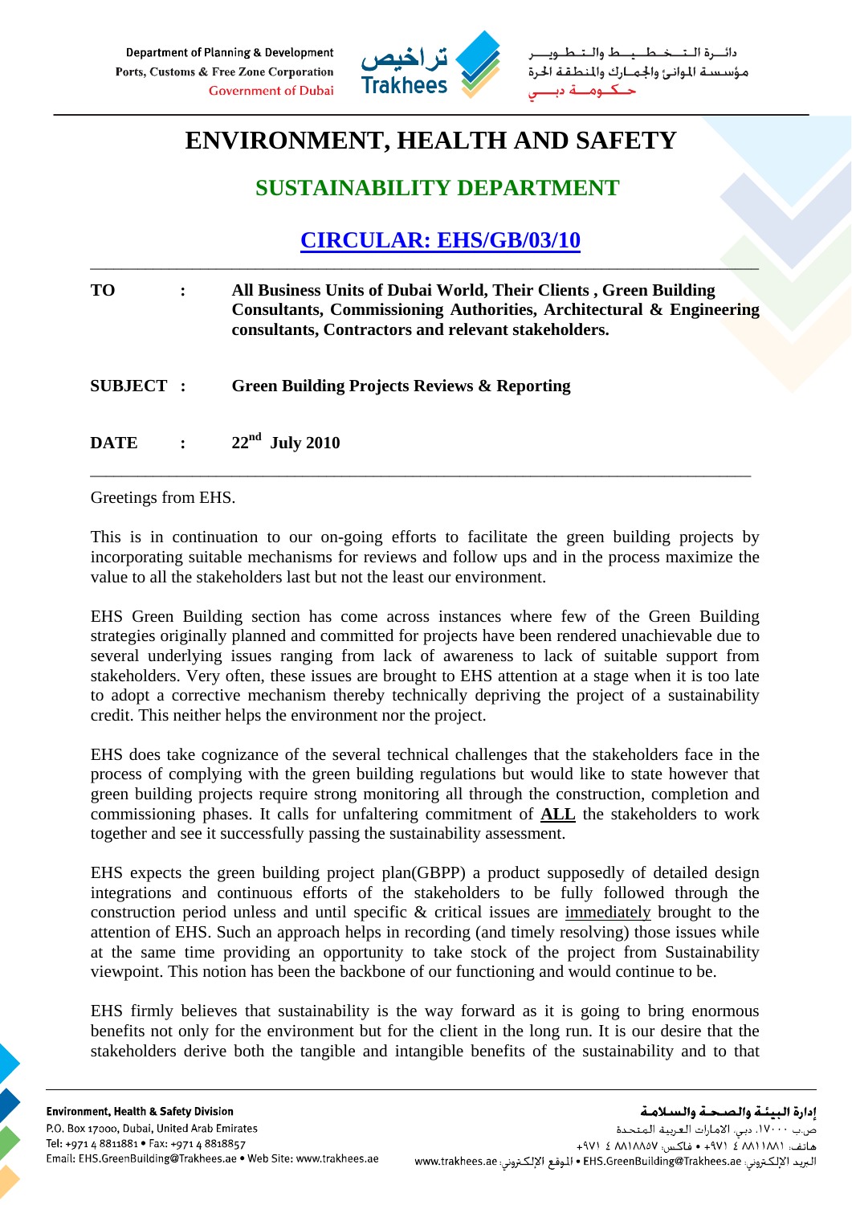# ENVIRONMENT, HEALTH AND SAFETY

## SUSTAINABILITY DEPARTMENT

## CIRCULAR: EHS/GB/03/10

---

**TO** : **All Business Units of Dubai World, Their Clients , Green Building Consultants, Commissioning Authorities, Architectural & Engineering consultants, Contractors and relevant stakeholders.**

**SUBJECT** : **Green Building Projects Reviews & Reporting**

**DATE** : **22nd July 2010**

---

Greetings from EHS.

This is in continuation to our on-going efforts to facilitate the green building projects by incorporating suitable mechanisms for reviews and follow ups and in the process maximize the value to all the stakeholders last but not the least our environment.

EHS Green Building section has come across instances where few of the Green Building strategies originally planned and committed for projects have been rendered unachievable due to several underlying issues ranging from lack of awareness to lack of suitable support from stakeholders. Very often, these issues are brought to EHS attention at a stage when it is too late to adopt a corrective mechanism thereby technically depriving the project of a sustainability credit. This neither helps the environment nor the project.

EHS does take cognizance of the several technical challenges that the stakeholders face in the process of complying with the green building regulations but would like to state however that green building projects require strong monitoring all through the construction, completion and commissioning phases. It calls for unfaltering commitment of **ALL** the stakeholders to work together and see it successfully passing the sustainability assessment.

EHS expects the green building project plan(GBPP) a product supposedly of detailed design integrations and continuous efforts of the stakeholders to be fully followed through the construction period unless and until specific & critical issues are immediately brought to the attention of EHS. Such an approach helps in recording (and timely resolving) those issues while at the same time providing an opportunity to take stock of the project from Sustainability viewpoint. This notion has been the backbone of our functioning and would continue to be.

EHS firmly believes that sustainability is the way forward as it is going to bring enormous benefits not only for the environment but for the client in the long run. It is our desire that the stakeholders derive both the tangible and intangible benefits of the sustainability and to that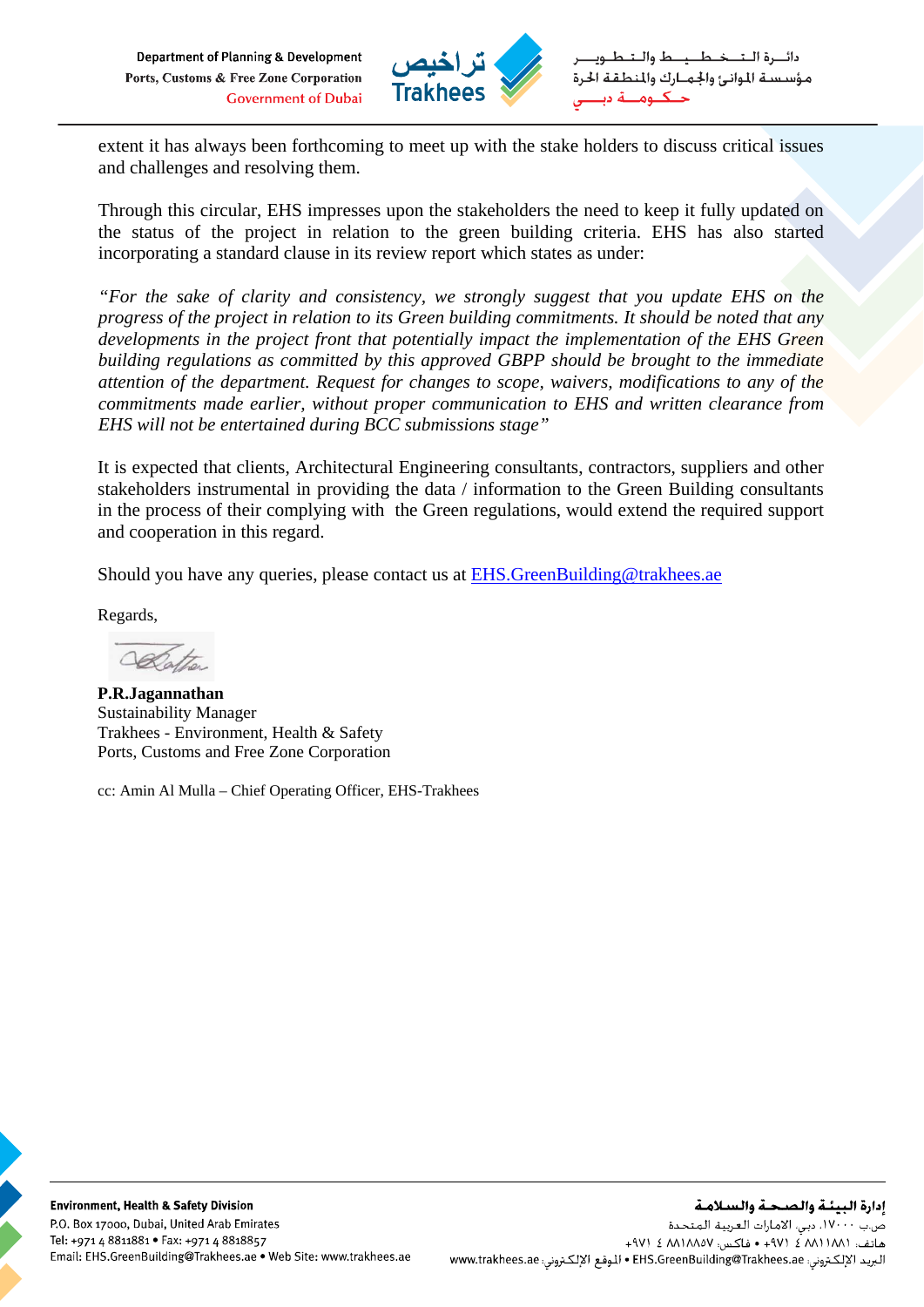extent it has always been forthcoming to meet up with the stake holders to discuss critical issues and challenges and resolving them.

Through this circular, EHS impresses upon the stakeholders the need to keep it fully updated on the status of the project in relation to the green building criteria. EHS has also started incorporating a standard clause in its review report which states as under:

*"For the sake of clarity and consistency, we strongly suggest that you update EHS on the progress of the project in relation to its Green building commitments. It should be noted that any developments in the project front that potentially impact the implementation of the EHS Green building regulations as committed by this approved GBPP should be brought to the immediate attention of the department. Request for changes to scope, waivers, modifications to any of the commitments made earlier, without proper communication to EHS and written clearance from EHS will not be entertained during BCC submissions stage"*

It is expected that clients, Architectural Engineering consultants, contractors, suppliers and other stakeholders instrumental in providing the data / information to the Green Building consultants in the process of their complying with the Green regulations, would extend the required support and cooperation in this regard.

Should you have any queries, please contact us at EHS.GreenBuilding@trakhees.ae

Regards,

**P.R.Jagannathan**
Sustainability Manager
Trakhees - Environment, Health & Safety
Ports, Customs and Free Zone Corporation

cc: Amin Al Mulla – Chief Operating Officer, EHS-Trakhees